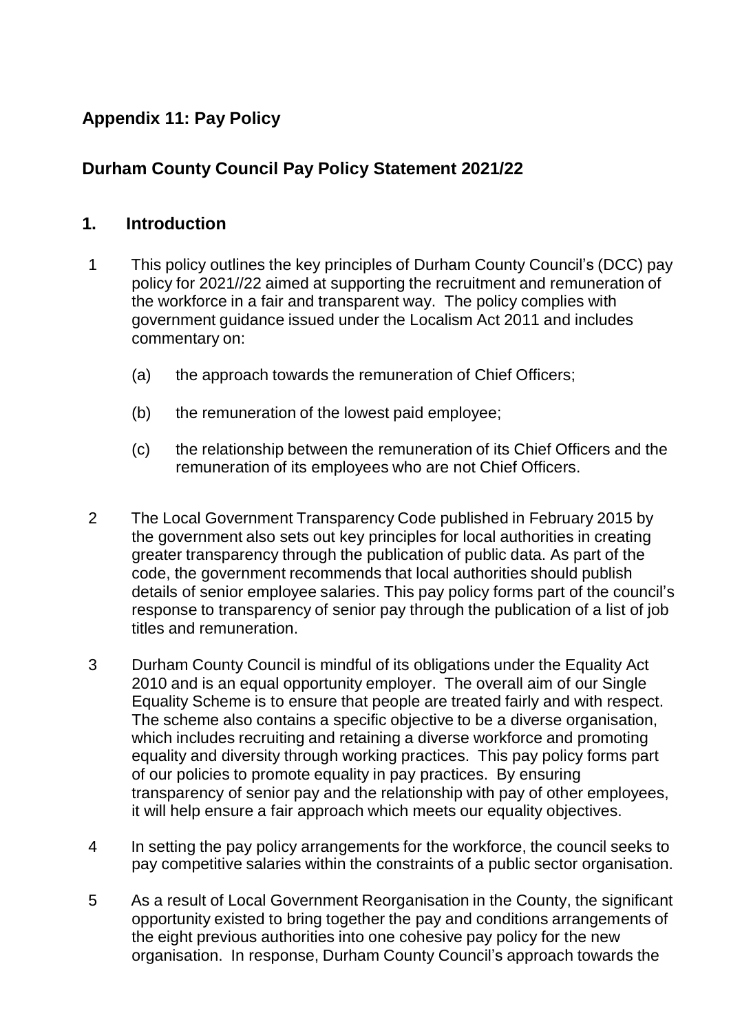## Appendix 11: Pay Policy

## Durham County Council Pay Policy Statement 2021/22

## 1. Introduction

1 This policy outlines the key principles of Durham County Council's (DCC) pay policy for 2021//22 aimed at supporting the recruitment and remuneration of the workforce in a fair and transparent way. The policy complies with government guidance issued under the Localism Act 2011 and includes commentary on:

(a) the approach towards the remuneration of Chief Officers;

(b) the remuneration of the lowest paid employee;

(c) the relationship between the remuneration of its Chief Officers and the remuneration of its employees who are not Chief Officers.

2 The Local Government Transparency Code published in February 2015 by the government also sets out key principles for local authorities in creating greater transparency through the publication of public data. As part of the code, the government recommends that local authorities should publish details of senior employee salaries. This pay policy forms part of the council's response to transparency of senior pay through the publication of a list of job titles and remuneration.

3 Durham County Council is mindful of its obligations under the Equality Act 2010 and is an equal opportunity employer. The overall aim of our Single Equality Scheme is to ensure that people are treated fairly and with respect. The scheme also contains a specific objective to be a diverse organisation, which includes recruiting and retaining a diverse workforce and promoting equality and diversity through working practices. This pay policy forms part of our policies to promote equality in pay practices. By ensuring transparency of senior pay and the relationship with pay of other employees, it will help ensure a fair approach which meets our equality objectives.

4 In setting the pay policy arrangements for the workforce, the council seeks to pay competitive salaries within the constraints of a public sector organisation.

5 As a result of Local Government Reorganisation in the County, the significant opportunity existed to bring together the pay and conditions arrangements of the eight previous authorities into one cohesive pay policy for the new organisation. In response, Durham County Council's approach towards the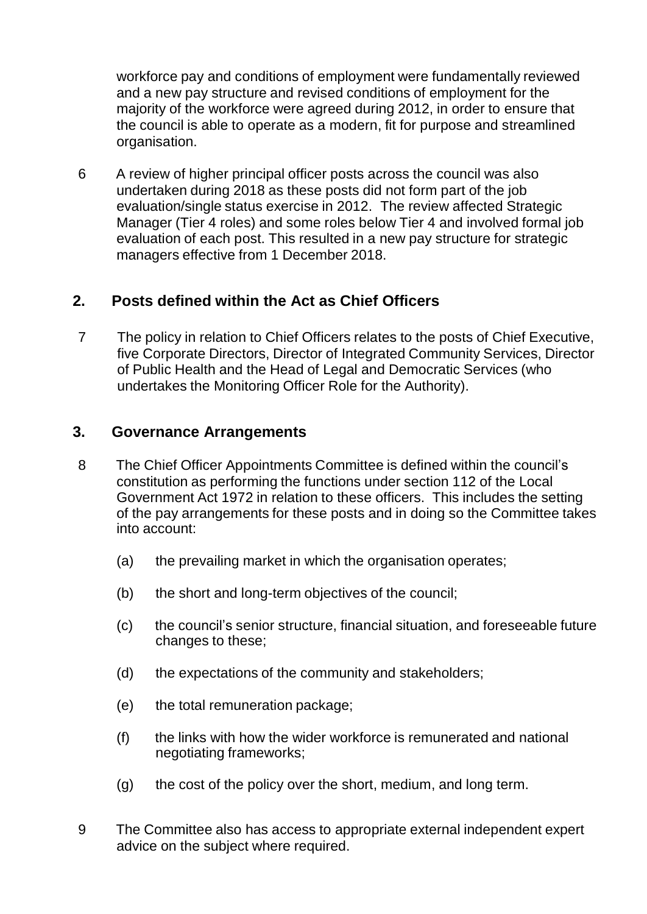workforce pay and conditions of employment were fundamentally reviewed and a new pay structure and revised conditions of employment for the majority of the workforce were agreed during 2012, in order to ensure that the council is able to operate as a modern, fit for purpose and streamlined organisation.

6 A review of higher principal officer posts across the council was also undertaken during 2018 as these posts did not form part of the job evaluation/single status exercise in 2012. The review affected Strategic Manager (Tier 4 roles) and some roles below Tier 4 and involved formal job evaluation of each post. This resulted in a new pay structure for strategic managers effective from 1 December 2018.

## 2. Posts defined within the Act as Chief Officers

7 The policy in relation to Chief Officers relates to the posts of Chief Executive, five Corporate Directors, Director of Integrated Community Services, Director of Public Health and the Head of Legal and Democratic Services (who undertakes the Monitoring Officer Role for the Authority).

## 3. Governance Arrangements

8 The Chief Officer Appointments Committee is defined within the council's constitution as performing the functions under section 112 of the Local Government Act 1972 in relation to these officers. This includes the setting of the pay arrangements for these posts and in doing so the Committee takes into account:

(a) the prevailing market in which the organisation operates;

(b) the short and long-term objectives of the council;

(c) the council's senior structure, financial situation, and foreseeable future changes to these;

(d) the expectations of the community and stakeholders;

(e) the total remuneration package;

(f) the links with how the wider workforce is remunerated and national negotiating frameworks;

(g) the cost of the policy over the short, medium, and long term.

9 The Committee also has access to appropriate external independent expert advice on the subject where required.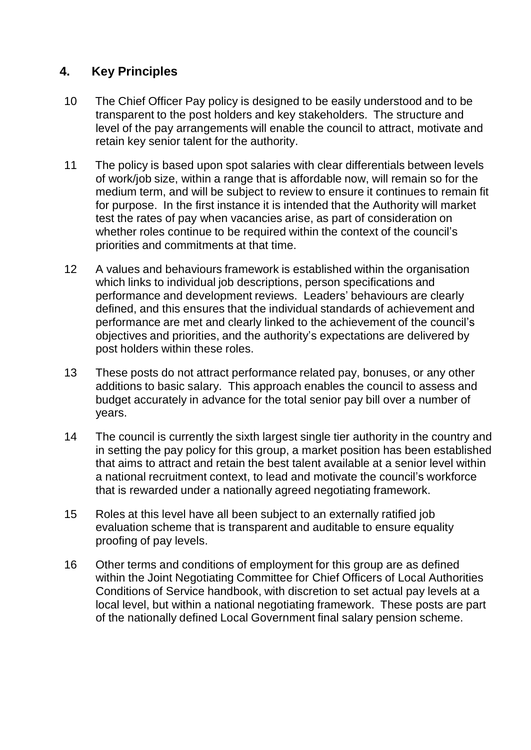## 4. Key Principles

10 The Chief Officer Pay policy is designed to be easily understood and to be transparent to the post holders and key stakeholders. The structure and level of the pay arrangements will enable the council to attract, motivate and retain key senior talent for the authority.

11 The policy is based upon spot salaries with clear differentials between levels of work/job size, within a range that is affordable now, will remain so for the medium term, and will be subject to review to ensure it continues to remain fit for purpose. In the first instance it is intended that the Authority will market test the rates of pay when vacancies arise, as part of consideration on whether roles continue to be required within the context of the council's priorities and commitments at that time.

12 A values and behaviours framework is established within the organisation which links to individual job descriptions, person specifications and performance and development reviews. Leaders' behaviours are clearly defined, and this ensures that the individual standards of achievement and performance are met and clearly linked to the achievement of the council's objectives and priorities, and the authority's expectations are delivered by post holders within these roles.

13 These posts do not attract performance related pay, bonuses, or any other additions to basic salary. This approach enables the council to assess and budget accurately in advance for the total senior pay bill over a number of years.

14 The council is currently the sixth largest single tier authority in the country and in setting the pay policy for this group, a market position has been established that aims to attract and retain the best talent available at a senior level within a national recruitment context, to lead and motivate the council's workforce that is rewarded under a nationally agreed negotiating framework.

15 Roles at this level have all been subject to an externally ratified job evaluation scheme that is transparent and auditable to ensure equality proofing of pay levels.

16 Other terms and conditions of employment for this group are as defined within the Joint Negotiating Committee for Chief Officers of Local Authorities Conditions of Service handbook, with discretion to set actual pay levels at a local level, but within a national negotiating framework. These posts are part of the nationally defined Local Government final salary pension scheme.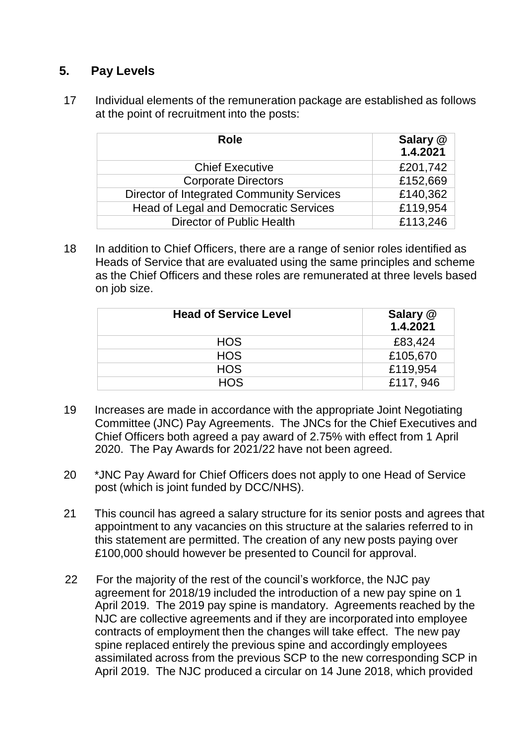## 5. Pay Levels

17 Individual elements of the remuneration package are established as follows at the point of recruitment into the posts:

| Role | Salary @ 1.4.2021 |
|---|---|
| Chief Executive | £201,742 |
| Corporate Directors | £152,669 |
| Director of Integrated Community Services | £140,362 |
| Head of Legal and Democratic Services | £119,954 |
| Director of Public Health | £113,246 |

18 In addition to Chief Officers, there are a range of senior roles identified as Heads of Service that are evaluated using the same principles and scheme as the Chief Officers and these roles are remunerated at three levels based on job size.

| Head of Service Level | Salary @ 1.4.2021 |
|---|---|
| HOS | £83,424 |
| HOS | £105,670 |
| HOS | £119,954 |
| HOS | £117, 946 |

19 Increases are made in accordance with the appropriate Joint Negotiating Committee (JNC) Pay Agreements. The JNCs for the Chief Executives and Chief Officers both agreed a pay award of 2.75% with effect from 1 April 2020. The Pay Awards for 2021/22 have not been agreed.

20 *JNC Pay Award for Chief Officers does not apply to one Head of Service post (which is joint funded by DCC/NHS).

21 This council has agreed a salary structure for its senior posts and agrees that appointment to any vacancies on this structure at the salaries referred to in this statement are permitted. The creation of any new posts paying over £100,000 should however be presented to Council for approval.

22 For the majority of the rest of the council's workforce, the NJC pay agreement for 2018/19 included the introduction of a new pay spine on 1 April 2019. The 2019 pay spine is mandatory. Agreements reached by the NJC are collective agreements and if they are incorporated into employee contracts of employment then the changes will take effect. The new pay spine replaced entirely the previous spine and accordingly employees assimilated across from the previous SCP to the new corresponding SCP in April 2019. The NJC produced a circular on 14 June 2018, which provided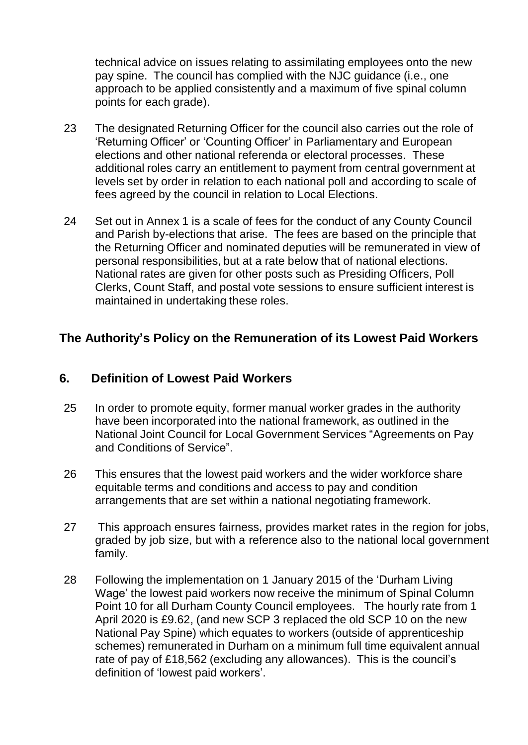technical advice on issues relating to assimilating employees onto the new pay spine. The council has complied with the NJC guidance (i.e., one approach to be applied consistently and a maximum of five spinal column points for each grade).

23 The designated Returning Officer for the council also carries out the role of 'Returning Officer' or 'Counting Officer' in Parliamentary and European elections and other national referenda or electoral processes. These additional roles carry an entitlement to payment from central government at levels set by order in relation to each national poll and according to scale of fees agreed by the council in relation to Local Elections.

24 Set out in Annex 1 is a scale of fees for the conduct of any County Council and Parish by-elections that arise. The fees are based on the principle that the Returning Officer and nominated deputies will be remunerated in view of personal responsibilities, but at a rate below that of national elections. National rates are given for other posts such as Presiding Officers, Poll Clerks, Count Staff, and postal vote sessions to ensure sufficient interest is maintained in undertaking these roles.

## The Authority's Policy on the Remuneration of its Lowest Paid Workers

## 6. Definition of Lowest Paid Workers

25 In order to promote equity, former manual worker grades in the authority have been incorporated into the national framework, as outlined in the National Joint Council for Local Government Services "Agreements on Pay and Conditions of Service".

26 This ensures that the lowest paid workers and the wider workforce share equitable terms and conditions and access to pay and condition arrangements that are set within a national negotiating framework.

27 This approach ensures fairness, provides market rates in the region for jobs, graded by job size, but with a reference also to the national local government family.

28 Following the implementation on 1 January 2015 of the 'Durham Living Wage' the lowest paid workers now receive the minimum of Spinal Column Point 10 for all Durham County Council employees. The hourly rate from 1 April 2020 is £9.62, (and new SCP 3 replaced the old SCP 10 on the new National Pay Spine) which equates to workers (outside of apprenticeship schemes) remunerated in Durham on a minimum full time equivalent annual rate of pay of £18,562 (excluding any allowances). This is the council's definition of 'lowest paid workers'.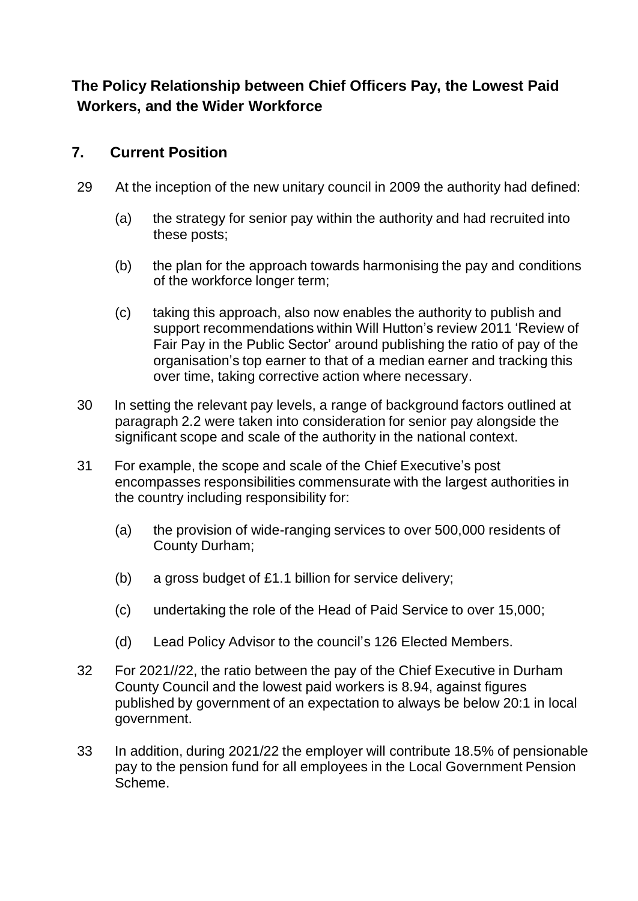## The Policy Relationship between Chief Officers Pay, the Lowest Paid Workers, and the Wider Workforce

### 7. Current Position

29 At the inception of the new unitary council in 2009 the authority had defined:

(a) the strategy for senior pay within the authority and had recruited into these posts;

(b) the plan for the approach towards harmonising the pay and conditions of the workforce longer term;

(c) taking this approach, also now enables the authority to publish and support recommendations within Will Hutton's review 2011 'Review of Fair Pay in the Public Sector' around publishing the ratio of pay of the organisation's top earner to that of a median earner and tracking this over time, taking corrective action where necessary.

30 In setting the relevant pay levels, a range of background factors outlined at paragraph 2.2 were taken into consideration for senior pay alongside the significant scope and scale of the authority in the national context.

31 For example, the scope and scale of the Chief Executive's post encompasses responsibilities commensurate with the largest authorities in the country including responsibility for:

(a) the provision of wide-ranging services to over 500,000 residents of County Durham;

(b) a gross budget of £1.1 billion for service delivery;

(c) undertaking the role of the Head of Paid Service to over 15,000;

(d) Lead Policy Advisor to the council's 126 Elected Members.

32 For 2021//22, the ratio between the pay of the Chief Executive in Durham County Council and the lowest paid workers is 8.94, against figures published by government of an expectation to always be below 20:1 in local government.

33 In addition, during 2021/22 the employer will contribute 18.5% of pensionable pay to the pension fund for all employees in the Local Government Pension Scheme.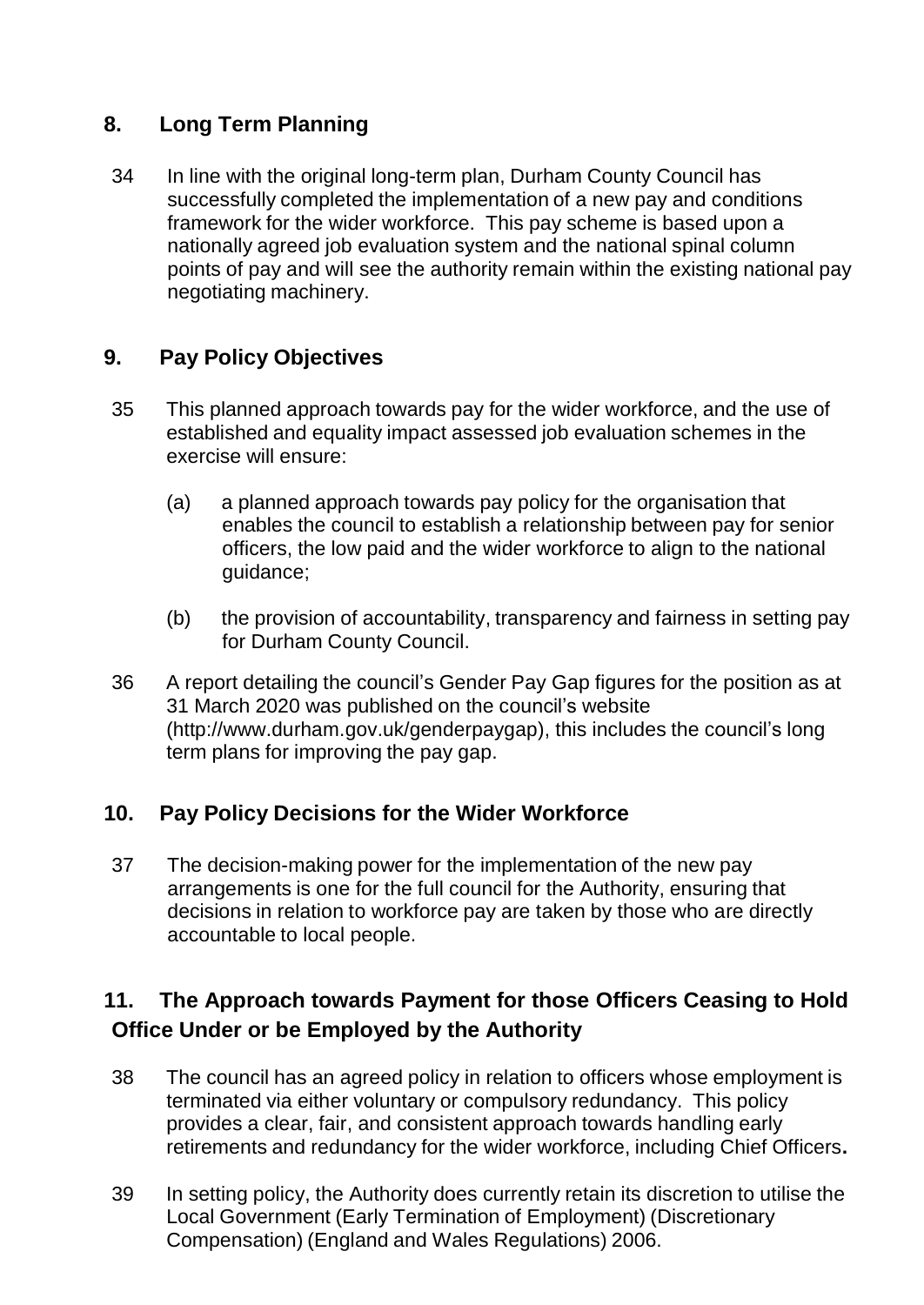## 8. Long Term Planning

34 In line with the original long-term plan, Durham County Council has successfully completed the implementation of a new pay and conditions framework for the wider workforce. This pay scheme is based upon a nationally agreed job evaluation system and the national spinal column points of pay and will see the authority remain within the existing national pay negotiating machinery.

## 9. Pay Policy Objectives

35 This planned approach towards pay for the wider workforce, and the use of established and equality impact assessed job evaluation schemes in the exercise will ensure:

(a) a planned approach towards pay policy for the organisation that enables the council to establish a relationship between pay for senior officers, the low paid and the wider workforce to align to the national guidance;

(b) the provision of accountability, transparency and fairness in setting pay for Durham County Council.

36 A report detailing the council's Gender Pay Gap figures for the position as at 31 March 2020 was published on the council's website (http://www.durham.gov.uk/genderpaygap), this includes the council's long term plans for improving the pay gap.

## 10. Pay Policy Decisions for the Wider Workforce

37 The decision-making power for the implementation of the new pay arrangements is one for the full council for the Authority, ensuring that decisions in relation to workforce pay are taken by those who are directly accountable to local people.

## 11. The Approach towards Payment for those Officers Ceasing to Hold Office Under or be Employed by the Authority

38 The council has an agreed policy in relation to officers whose employment is terminated via either voluntary or compulsory redundancy. This policy provides a clear, fair, and consistent approach towards handling early retirements and redundancy for the wider workforce, including Chief Officers**.**

39 In setting policy, the Authority does currently retain its discretion to utilise the Local Government (Early Termination of Employment) (Discretionary Compensation) (England and Wales Regulations) 2006.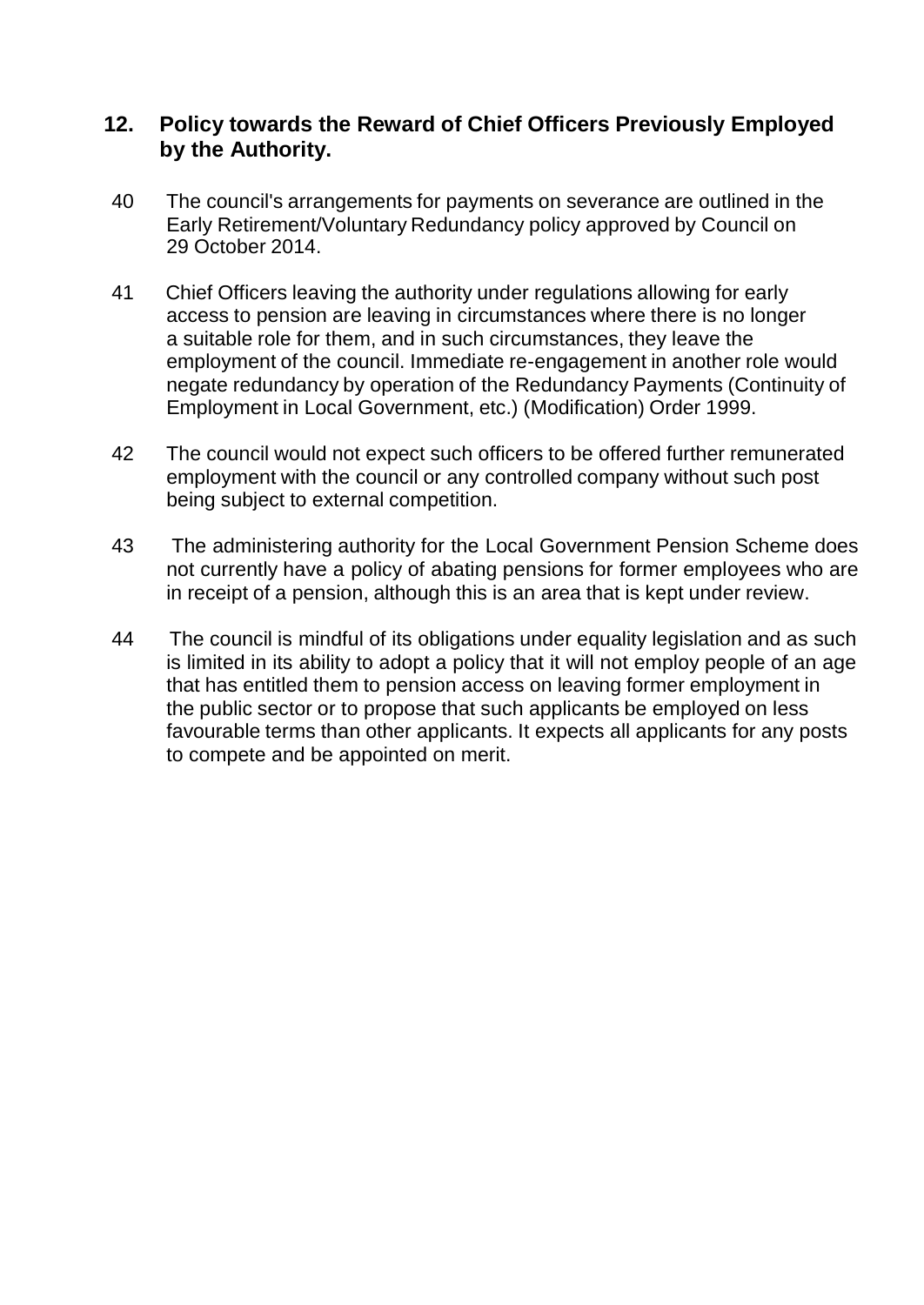## 12. Policy towards the Reward of Chief Officers Previously Employed by the Authority.

40 The council's arrangements for payments on severance are outlined in the Early Retirement/Voluntary Redundancy policy approved by Council on 29 October 2014.

41 Chief Officers leaving the authority under regulations allowing for early access to pension are leaving in circumstances where there is no longer a suitable role for them, and in such circumstances, they leave the employment of the council. Immediate re-engagement in another role would negate redundancy by operation of the Redundancy Payments (Continuity of Employment in Local Government, etc.) (Modification) Order 1999.

42 The council would not expect such officers to be offered further remunerated employment with the council or any controlled company without such post being subject to external competition.

43 The administering authority for the Local Government Pension Scheme does not currently have a policy of abating pensions for former employees who are in receipt of a pension, although this is an area that is kept under review.

44 The council is mindful of its obligations under equality legislation and as such is limited in its ability to adopt a policy that it will not employ people of an age that has entitled them to pension access on leaving former employment in the public sector or to propose that such applicants be employed on less favourable terms than other applicants. It expects all applicants for any posts to compete and be appointed on merit.